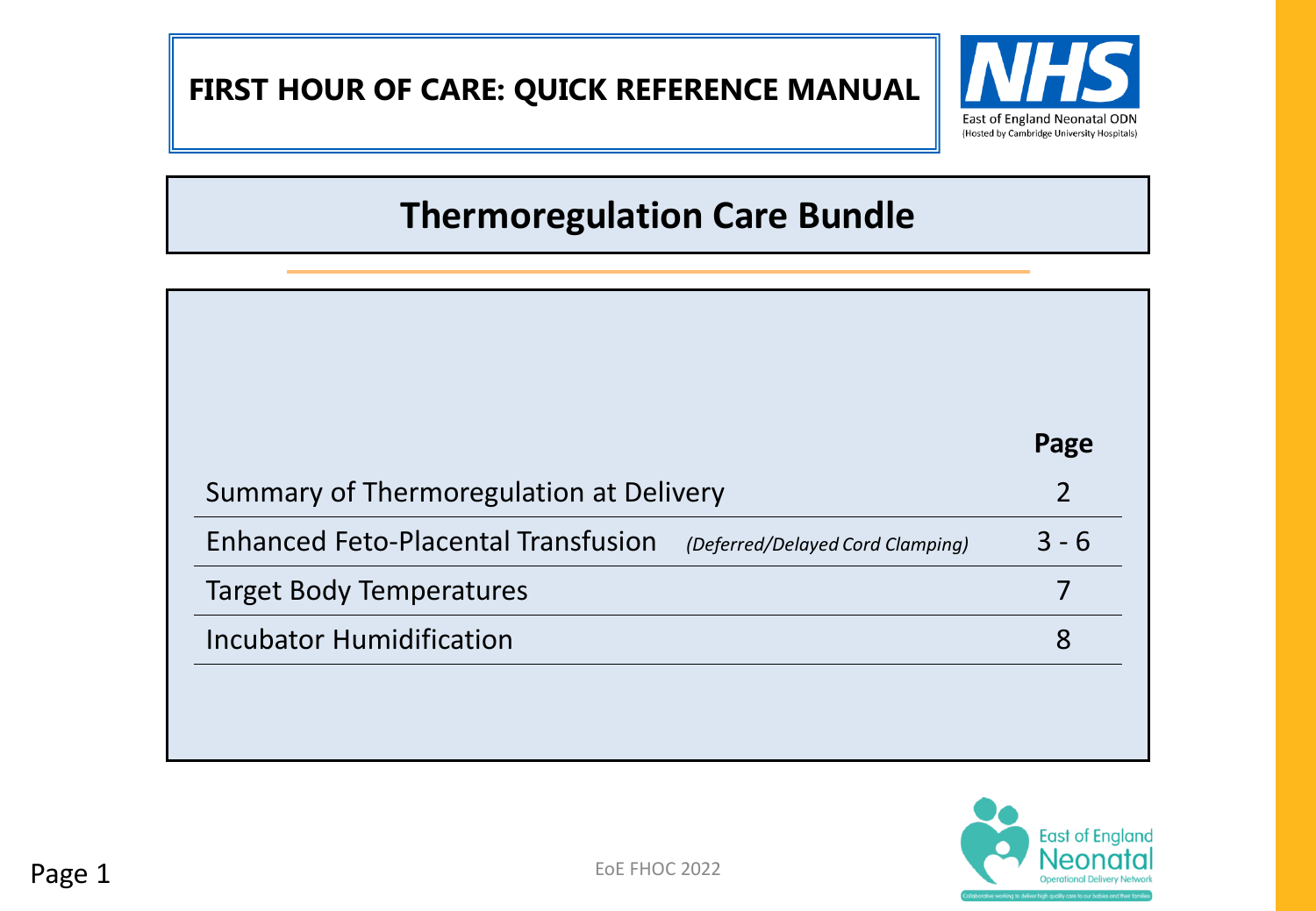# FIRST HOUR OF CARE: QUICK REFERENCE MANUAL

East of England Neonatal ODN
(Hosted by Cambridge University Hospitals)

## Thermoregulation Care Bundle

| | Page |
|---|---|
| Summary of Thermoregulation at Delivery | 2 |
| Enhanced Feto-Placental Transfusion *(Deferred/Delayed Cord Clamping)* | 3 - 6 |
| Target Body Temperatures | 7 |
| Incubator Humidification | 8 |

EoE FHOC 2022

East of England Neonatal Operational Delivery Network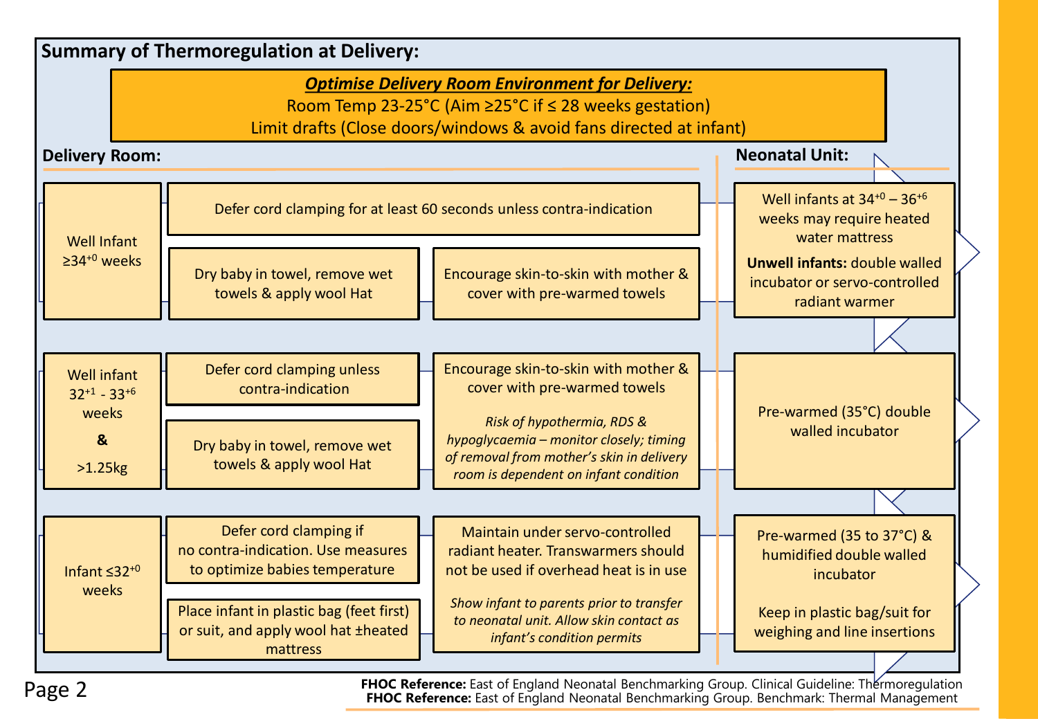## Summary of Thermoregulation at Delivery:

***Optimise Delivery Room Environment for Delivery:***

Room Temp 23-25°C (Aim ≥25°C if ≤ 28 weeks gestation)

Limit drafts (Close doors/windows & avoid fans directed at infant)

| Delivery Room: | | | Neonatal Unit: |
|---|---|---|---|
| Well Infant ≥$34^{+0}$ weeks | Defer cord clamping for at least 60 seconds unless contra-indication<br>Dry baby in towel, remove wet towels & apply wool Hat | Encourage skin-to-skin with mother & cover with pre-warmed towels | Well infants at $34^{+0}$ – $36^{+6}$ weeks may require heated water mattress<br>**Unwell infants:** double walled incubator or servo-controlled radiant warmer |
| Well infant $32^{+1}$ - $33^{+6}$ weeks **&** >1.25kg | Defer cord clamping unless contra-indication<br>Dry baby in towel, remove wet towels & apply wool Hat | Encourage skin-to-skin with mother & cover with pre-warmed towels<br>*Risk of hypothermia, RDS & hypoglycaemia – monitor closely; timing of removal from mother's skin in delivery room is dependent on infant condition* | Pre-warmed (35°C) double walled incubator |
| Infant ≤$32^{+0}$ weeks | Defer cord clamping if no contra-indication. Use measures to optimize babies temperature<br>Place infant in plastic bag (feet first) or suit, and apply wool hat ±heated mattress | Maintain under servo-controlled radiant heater. Transwarmers should not be used if overhead heat is in use<br>*Show infant to parents prior to transfer to neonatal unit. Allow skin contact as infant's condition permits* | Pre-warmed (35 to 37°C) & humidified double walled incubator<br>Keep in plastic bag/suit for weighing and line insertions |

**FHOC Reference:** East of England Neonatal Benchmarking Group. Clinical Guideline: Thermoregulation
**FHOC Reference:** East of England Neonatal Benchmarking Group. Benchmark: Thermal Management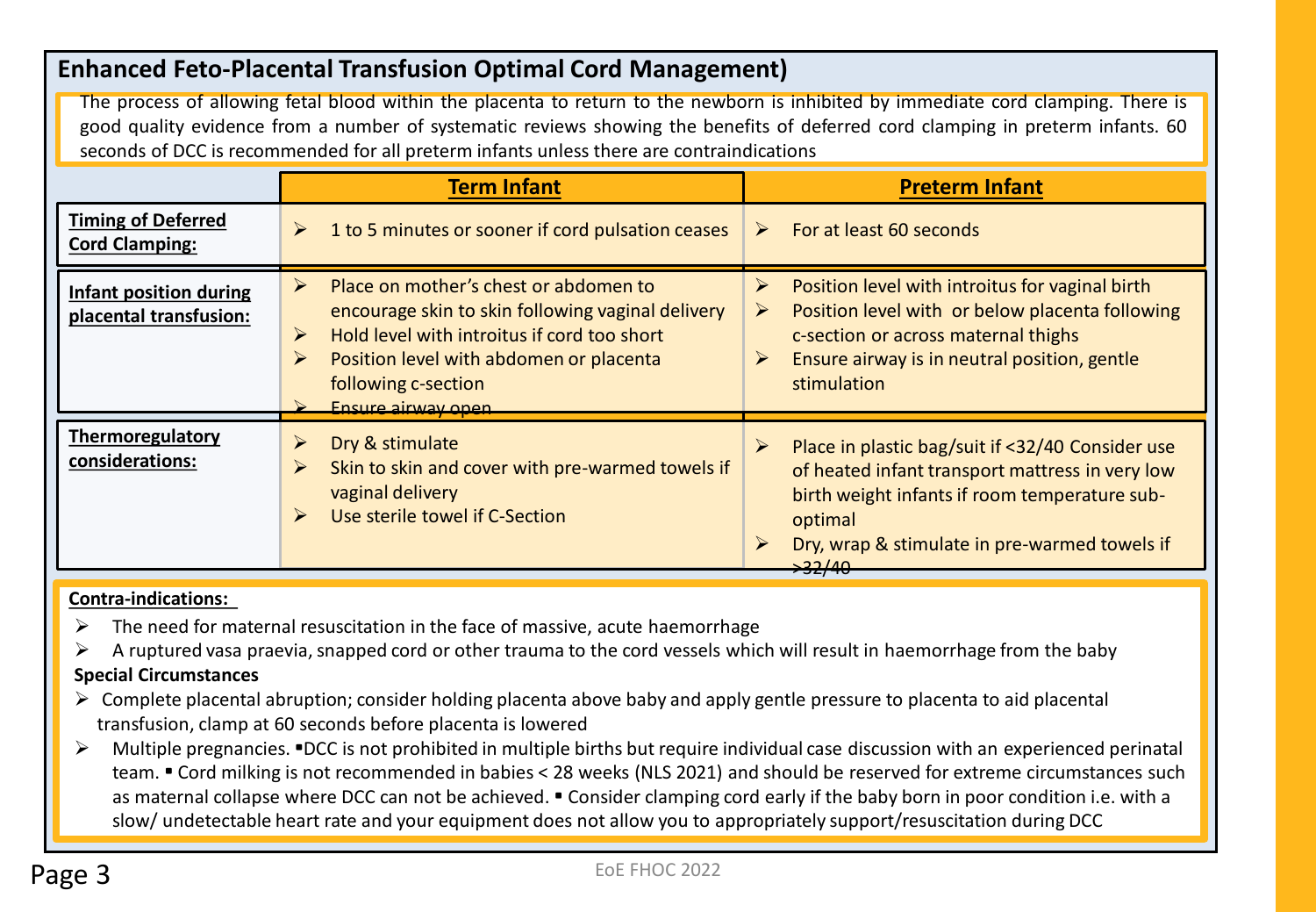## Enhanced Feto-Placental Transfusion Optimal Cord Management)

The process of allowing fetal blood within the placenta to return to the newborn is inhibited by immediate cord clamping. There is good quality evidence from a number of systematic reviews showing the benefits of deferred cord clamping in preterm infants. 60 seconds of DCC is recommended for all preterm infants unless there are contraindications

| | **Term Infant** | **Preterm Infant** |
|---|---|---|
| **Timing of Deferred Cord Clamping:** | ➢ 1 to 5 minutes or sooner if cord pulsation ceases | ➢ For at least 60 seconds |
| **Infant position during placental transfusion:** | ➢ Place on mother's chest or abdomen to encourage skin to skin following vaginal delivery<br>➢ Hold level with introitus if cord too short<br>➢ Position level with abdomen or placenta following c-section<br>➢ Ensure airway open | ➢ Position level with introitus for vaginal birth<br>➢ Position level with or below placenta following c-section or across maternal thighs<br>➢ Ensure airway is in neutral position, gentle stimulation |
| **Thermoregulatory considerations:** | ➢ Dry & stimulate<br>➢ Skin to skin and cover with pre-warmed towels if vaginal delivery<br>➢ Use sterile towel if C-Section | ➢ Place in plastic bag/suit if <32/40 Consider use of heated infant transport mattress in very low birth weight infants if room temperature sub-optimal<br>➢ Dry, wrap & stimulate in pre-warmed towels if >32/40 |

**Contra-indications:**

- ➢ The need for maternal resuscitation in the face of massive, acute haemorrhage
- ➢ A ruptured vasa praevia, snapped cord or other trauma to the cord vessels which will result in haemorrhage from the baby

**Special Circumstances**

- ➢ Complete placental abruption; consider holding placenta above baby and apply gentle pressure to placenta to aid placental transfusion, clamp at 60 seconds before placenta is lowered
- ➢ Multiple pregnancies. ▪DCC is not prohibited in multiple births but require individual case discussion with an experienced perinatal team. ▪ Cord milking is not recommended in babies < 28 weeks (NLS 2021) and should be reserved for extreme circumstances such as maternal collapse where DCC can not be achieved. ▪ Consider clamping cord early if the baby born in poor condition i.e. with a slow/ undetectable heart rate and your equipment does not allow you to appropriately support/resuscitation during DCC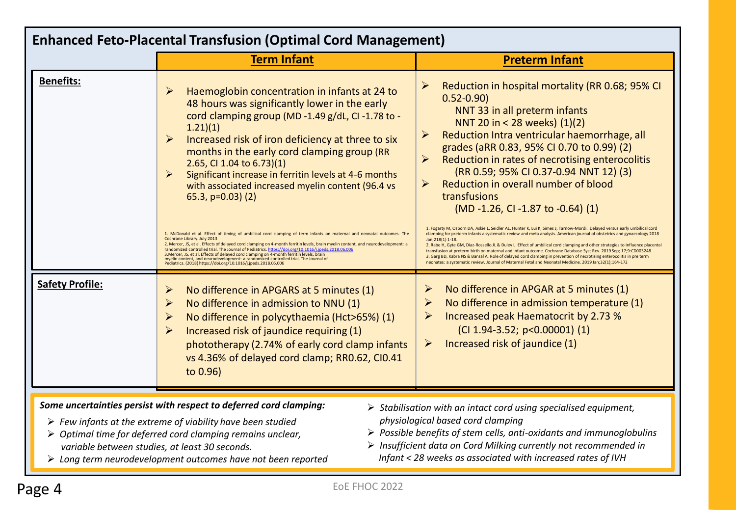# Enhanced Feto-Placental Transfusion (Optimal Cord Management)

| | Term Infant | Preterm Infant |
|---|---|---|
| **Benefits:** | ➢ Haemoglobin concentration in infants at 24 to 48 hours was significantly lower in the early cord clamping group (MD -1.49 g/dL, CI -1.78 to -1.21)(1)<br>➢ Increased risk of iron deficiency at three to six months in the early cord clamping group (RR 2.65, CI 1.04 to 6.73)(1)<br>➢ Significant increase in ferritin levels at 4-6 months with associated increased myelin content (96.4 vs 65.3, p=0.03) (2)<br><br>1. McDonald et al. Effect of timing of umbilical cord clamping of term infants on maternal and neonatal outcomes. The Cochrane Library. July 2013<br>2. Mercer, JS, et al. Effects of delayed cord clamping on 4-month ferritin levels, brain myelin content, and neurodevelopment: a randomized controlled trial. The Journal of Pediatrics. https://doi.org/10.1016/j.jpeds.2018.06.006<br>3. Mercer, JS, et al. Effects of delayed cord clamping on 4-month ferritin levels, brain myelin content, and neurodevelopment: a randomized controlled trial. The Journal of Pediatrics. (2018) https://doi.org/10.1016/j.jpeds.2018.06.006 | ➢ Reduction in hospital mortality (RR 0.68; 95% CI 0.52-0.90)<br>NNT 33 in all preterm infants<br>NNT 20 in < 28 weeks) (1)(2)<br>➢ Reduction Intra ventricular haemorrhage, all grades (aRR 0.83, 95% CI 0.70 to 0.99) (2)<br>➢ Reduction in rates of necrotising enterocolitis (RR 0.59; 95% CI 0.37-0.94 NNT 12) (3)<br>➢ Reduction in overall number of blood transfusions (MD -1.26, CI -1.87 to -0.64) (1)<br><br>1. Fogarty M, Osborn DA, Askie L, Seidler AL, Hunter K, Lui K, Simes J, Tarnow-Mordi. Delayed versus early umbilical cord clamping for preterm infants a systematic review and meta analysis. American journal of obstetrics and gynaecology 2018 Jan;218(1) 1-18.<br>2. Rabe H, Gyte GM, Diaz-Rossello JL & Duley L. Effect of umbilical cord clamping and other strategies to influence placental transfusion at preterm birth on maternal and infant outcome. Cochrane Database Syst Rev. 2019 Sep; 17;9:CD003248<br>3. Garg BD, Kabra NS & Bansal A. Role of delayed cord clamping in prevention of necrotising enterocolitis in pre term neonates: a systematic review. Journal of Maternal Fetal and Neonatal Medicine. 2019 Jan;32(1);164-172 |
| **Safety Profile:** | ➢ No difference in APGARS at 5 minutes (1)<br>➢ No difference in admission to NNU (1)<br>➢ No difference in polycythaemia (Hct>65%) (1)<br>➢ Increased risk of jaundice requiring (1) phototherapy (2.74% of early cord clamp infants vs 4.36% of delayed cord clamp; RR0.62, CI0.41 to 0.96) | ➢ No difference in APGAR at 5 minutes (1)<br>➢ No difference in admission temperature (1)<br>➢ Increased peak Haematocrit by 2.73 % (CI 1.94-3.52; p<0.00001) (1)<br>➢ Increased risk of jaundice (1) |

***Some uncertainties persist with respect to deferred cord clamping:***

- *Few infants at the extreme of viability have been studied*
- *Optimal time for deferred cord clamping remains unclear, variable between studies, at least 30 seconds.*
- *Long term neurodevelopment outcomes have not been reported*
- *Stabilisation with an intact cord using specialised equipment, physiological based cord clamping*
- *Possible benefits of stem cells, anti-oxidants and immunoglobulins*
- *Insufficient data on Cord Milking currently not recommended in Infant < 28 weeks as associated with increased rates of IVH*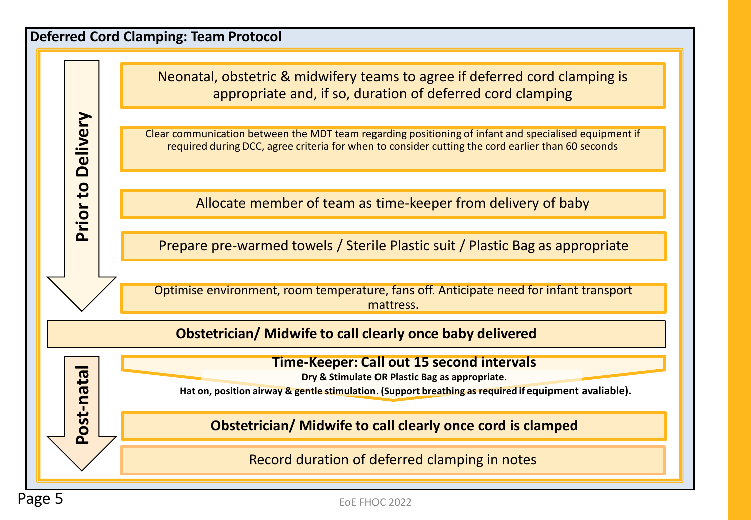## Deferred Cord Clamping: Team Protocol

### Prior to Delivery

- Neonatal, obstetric & midwifery teams to agree if deferred cord clamping is appropriate and, if so, duration of deferred cord clamping
- Clear communication between the MDT team regarding positioning of infant and specialised equipment if required during DCC, agree criteria for when to consider cutting the cord earlier than 60 seconds
- Allocate member of team as time-keeper from delivery of baby
- Prepare pre-warmed towels / Sterile Plastic suit / Plastic Bag as appropriate
- Optimise environment, room temperature, fans off. Anticipate need for infant transport mattress.

**Obstetrician/ Midwife to call clearly once baby delivered**

### Post-natal

- **Time-Keeper: Call out 15 second intervals**
  **Dry & Stimulate OR Plastic Bag as appropriate.**
  **Hat on, position airway & gentle stimulation. (Support breathing as required if equipment avaliable).**
- **Obstetrician/ Midwife to call clearly once cord is clamped**
- Record duration of deferred clamping in notes

EoE FHOC 2022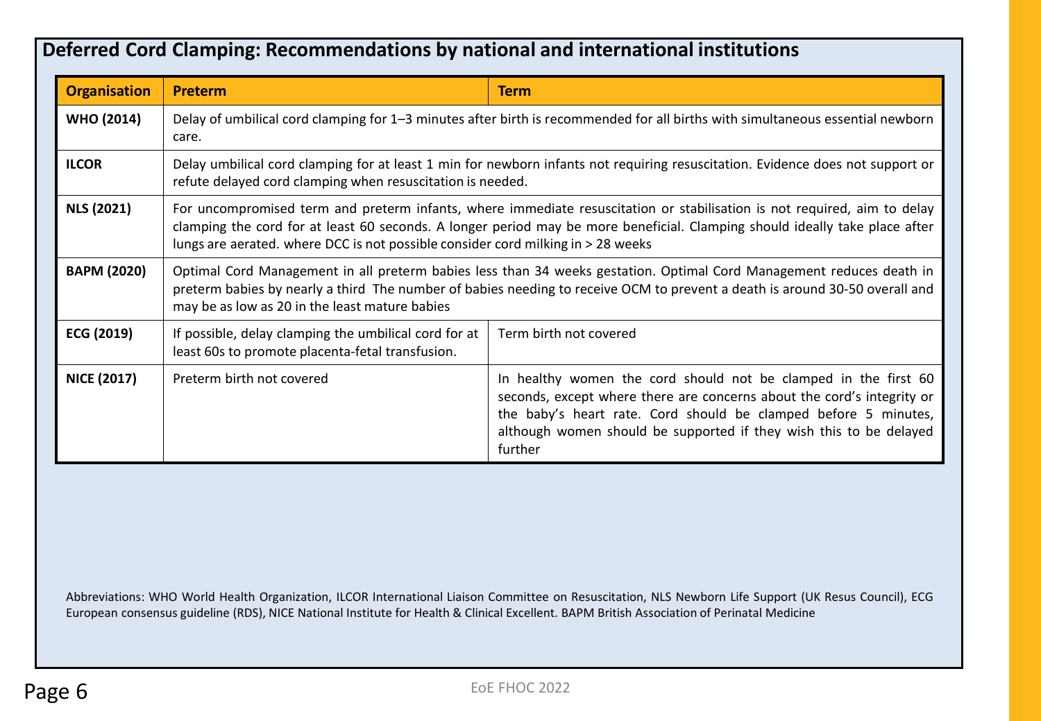## Deferred Cord Clamping: Recommendations by national and international institutions

| Organisation | Preterm | Term |
|---|---|---|
| **WHO (2014)** | Delay of umbilical cord clamping for 1–3 minutes after birth is recommended for all births with simultaneous essential newborn care. | |
| **ILCOR** | Delay umbilical cord clamping for at least 1 min for newborn infants not requiring resuscitation. Evidence does not support or refute delayed cord clamping when resuscitation is needed. | |
| **NLS (2021)** | For uncompromised term and preterm infants, where immediate resuscitation or stabilisation is not required, aim to delay clamping the cord for at least 60 seconds. A longer period may be more beneficial. Clamping should ideally take place after lungs are aerated. where DCC is not possible consider cord milking in > 28 weeks | |
| **BAPM (2020)** | Optimal Cord Management in all preterm babies less than 34 weeks gestation. Optimal Cord Management reduces death in preterm babies by nearly a third The number of babies needing to receive OCM to prevent a death is around 30-50 overall and may be as low as 20 in the least mature babies | |
| **ECG (2019)** | If possible, delay clamping the umbilical cord for at least 60s to promote placenta-fetal transfusion. | Term birth not covered |
| **NICE (2017)** | Preterm birth not covered | In healthy women the cord should not be clamped in the first 60 seconds, except where there are concerns about the cord's integrity or the baby's heart rate. Cord should be clamped before 5 minutes, although women should be supported if they wish this to be delayed further |

Abbreviations: WHO World Health Organization, ILCOR International Liaison Committee on Resuscitation, NLS Newborn Life Support (UK Resus Council), ECG European consensus guideline (RDS), NICE National Institute for Health & Clinical Excellent. BAPM British Association of Perinatal Medicine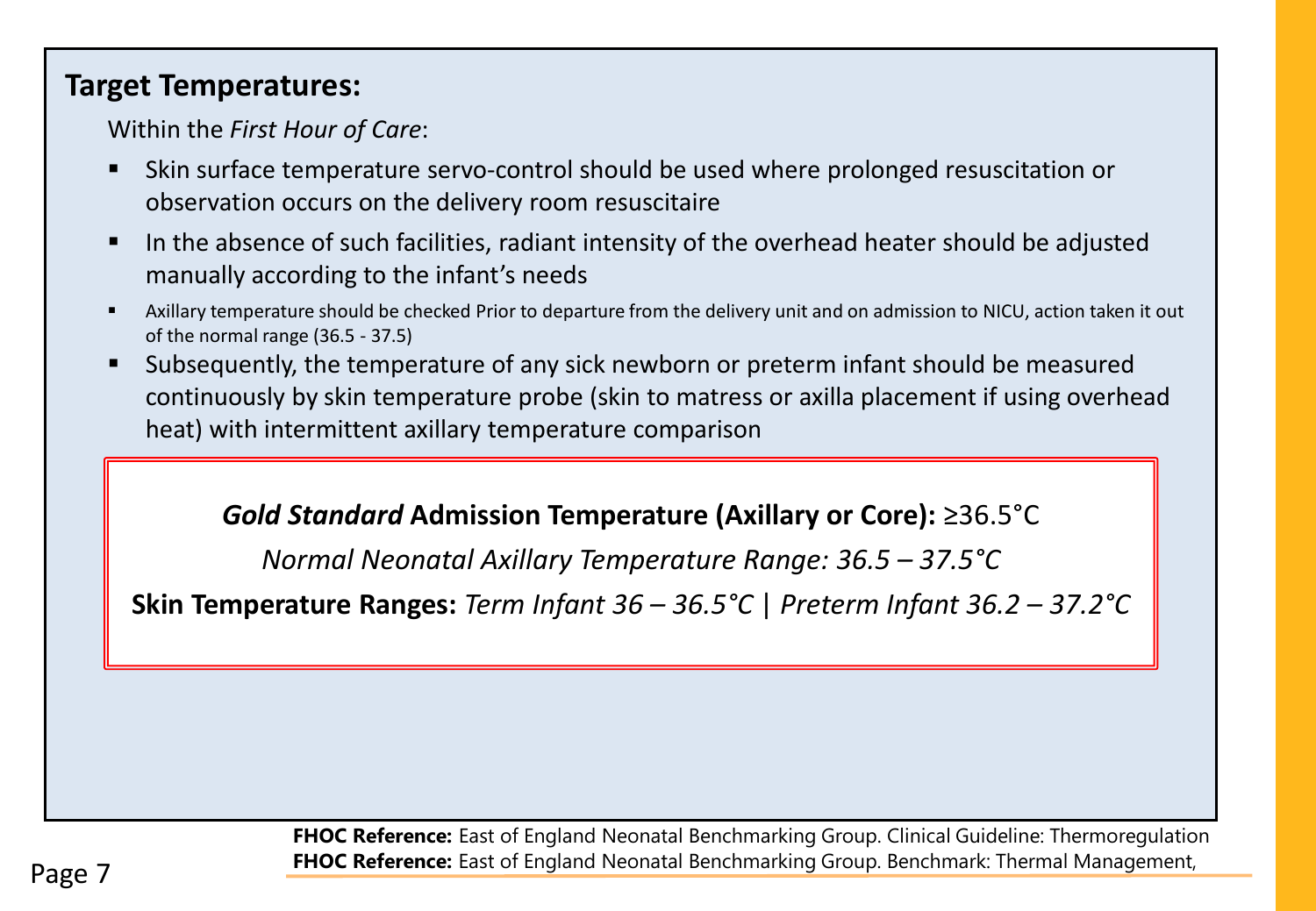## Target Temperatures:

Within the *First Hour of Care*:

- Skin surface temperature servo-control should be used where prolonged resuscitation or observation occurs on the delivery room resuscitaire
- In the absence of such facilities, radiant intensity of the overhead heater should be adjusted manually according to the infant's needs
- Axillary temperature should be checked Prior to departure from the delivery unit and on admission to NICU, action taken it out of the normal range (36.5 - 37.5)
- Subsequently, the temperature of any sick newborn or preterm infant should be measured continuously by skin temperature probe (skin to matress or axilla placement if using overhead heat) with intermittent axillary temperature comparison

***Gold Standard* Admission Temperature (Axillary or Core):** ≥36.5°C

*Normal Neonatal Axillary Temperature Range: 36.5 – 37.5°C*

**Skin Temperature Ranges:** *Term Infant 36 – 36.5°C | Preterm Infant 36.2 – 37.2°C*

**FHOC Reference:** East of England Neonatal Benchmarking Group. Clinical Guideline: Thermoregulation
**FHOC Reference:** East of England Neonatal Benchmarking Group. Benchmark: Thermal Management,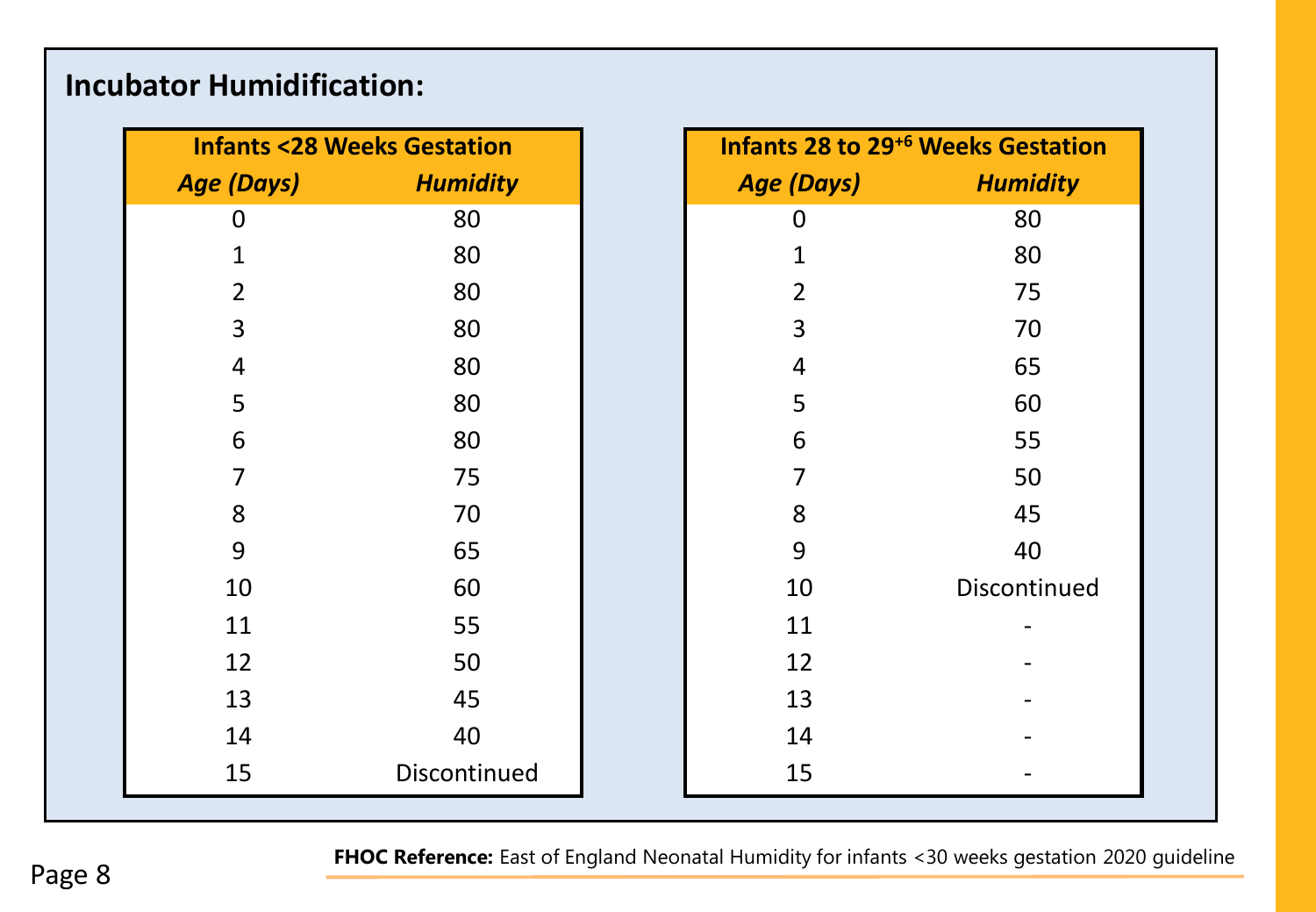## Incubator Humidification:

| Infants <28 Weeks Gestation | |
|---|---|
| ***Age (Days)*** | ***Humidity*** |
| 0 | 80 |
| 1 | 80 |
| 2 | 80 |
| 3 | 80 |
| 4 | 80 |
| 5 | 80 |
| 6 | 80 |
| 7 | 75 |
| 8 | 70 |
| 9 | 65 |
| 10 | 60 |
| 11 | 55 |
| 12 | 50 |
| 13 | 45 |
| 14 | 40 |
| 15 | Discontinued |

| Infants 28 to 29$^{+6}$ Weeks Gestation | |
|---|---|
| ***Age (Days)*** | ***Humidity*** |
| 0 | 80 |
| 1 | 80 |
| 2 | 75 |
| 3 | 70 |
| 4 | 65 |
| 5 | 60 |
| 6 | 55 |
| 7 | 50 |
| 8 | 45 |
| 9 | 40 |
| 10 | Discontinued |
| 11 | - |
| 12 | - |
| 13 | - |
| 14 | - |
| 15 | - |

**FHOC Reference:** East of England Neonatal Humidity for infants <30 weeks gestation 2020 guideline